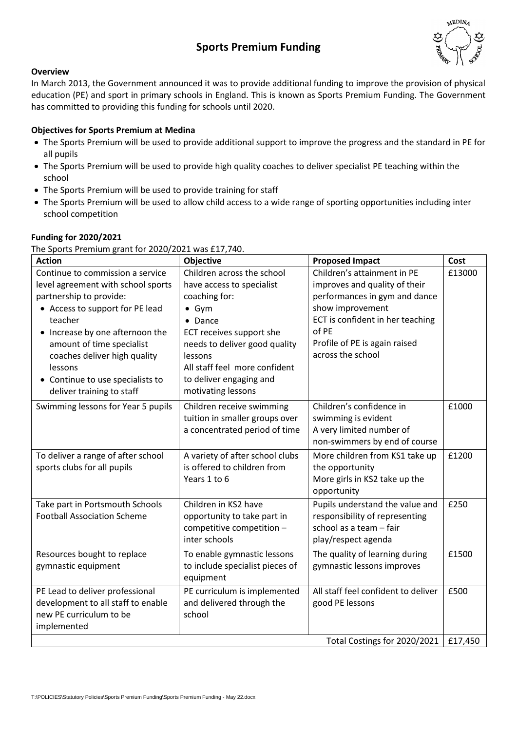# Sports Premium Funding

**Overview**

In March 2013, the Government announced it was to provide additional funding to improve the provision of physical education (PE) and sport in primary schools in England. This is known as Sports Premium Funding. The Government has committed to providing this funding for schools until 2020.

**Objectives for Sports Premium at Medina**

- The Sports Premium will be used to provide additional support to improve the progress and the standard in PE for all pupils
- The Sports Premium will be used to provide high quality coaches to deliver specialist PE teaching within the school
- The Sports Premium will be used to provide training for staff
- The Sports Premium will be used to allow child access to a wide range of sporting opportunities including inter school competition

**Funding for 2020/2021**

The Sports Premium grant for 2020/2021 was £17,740.

| Action | Objective | Proposed Impact | Cost |
|---|---|---|---|
| Continue to commission a service level agreement with school sports partnership to provide:<br>• Access to support for PE lead teacher<br>• Increase by one afternoon the amount of time specialist coaches deliver high quality lessons<br>• Continue to use specialists to deliver training to staff | Children across the school have access to specialist coaching for:<br>• Gym<br>• Dance<br>ECT receives support she needs to deliver good quality lessons<br>All staff feel more confident to deliver engaging and motivating lessons | Children's attainment in PE improves and quality of their performances in gym and dance show improvement<br>ECT is confident in her teaching of PE<br>Profile of PE is again raised across the school | £13000 |
| Swimming lessons for Year 5 pupils | Children receive swimming tuition in smaller groups over a concentrated period of time | Children's confidence in swimming is evident<br>A very limited number of non-swimmers by end of course | £1000 |
| To deliver a range of after school sports clubs for all pupils | A variety of after school clubs is offered to children from Years 1 to 6 | More children from KS1 take up the opportunity<br>More girls in KS2 take up the opportunity | £1200 |
| Take part in Portsmouth Schools Football Association Scheme | Children in KS2 have opportunity to take part in competitive competition – inter schools | Pupils understand the value and responsibility of representing school as a team – fair play/respect agenda | £250 |
| Resources bought to replace gymnastic equipment | To enable gymnastic lessons to include specialist pieces of equipment | The quality of learning during gymnastic lessons improves | £1500 |
| PE Lead to deliver professional development to all staff to enable new PE curriculum to be implemented | PE curriculum is implemented and delivered through the school | All staff feel confident to deliver good PE lessons | £500 |
| | | Total Costings for 2020/2021 | £17,450 |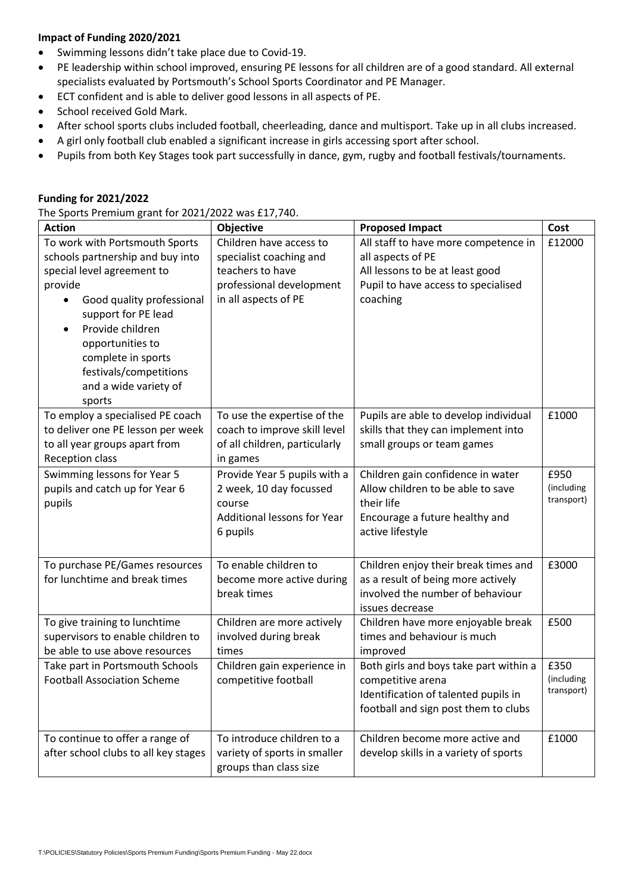**Impact of Funding 2020/2021**

- Swimming lessons didn't take place due to Covid-19.
- PE leadership within school improved, ensuring PE lessons for all children are of a good standard. All external specialists evaluated by Portsmouth's School Sports Coordinator and PE Manager.
- ECT confident and is able to deliver good lessons in all aspects of PE.
- School received Gold Mark.
- After school sports clubs included football, cheerleading, dance and multisport. Take up in all clubs increased.
- A girl only football club enabled a significant increase in girls accessing sport after school.
- Pupils from both Key Stages took part successfully in dance, gym, rugby and football festivals/tournaments.

**Funding for 2021/2022**

The Sports Premium grant for 2021/2022 was £17,740.

| Action | Objective | Proposed Impact | Cost |
|---|---|---|---|
| To work with Portsmouth Sports schools partnership and buy into special level agreement to provide<br>• Good quality professional support for PE lead<br>• Provide children opportunities to complete in sports festivals/competitions and a wide variety of sports | Children have access to specialist coaching and teachers to have professional development in all aspects of PE | All staff to have more competence in all aspects of PE<br>All lessons to be at least good<br>Pupil to have access to specialised coaching | £12000 |
| To employ a specialised PE coach to deliver one PE lesson per week to all year groups apart from Reception class | To use the expertise of the coach to improve skill level of all children, particularly in games | Pupils are able to develop individual skills that they can implement into small groups or team games | £1000 |
| Swimming lessons for Year 5 pupils and catch up for Year 6 pupils | Provide Year 5 pupils with a 2 week, 10 day focussed course<br>Additional lessons for Year 6 pupils | Children gain confidence in water<br>Allow children to be able to save their life<br>Encourage a future healthy and active lifestyle | £950 (including transport) |
| To purchase PE/Games resources for lunchtime and break times | To enable children to become more active during break times | Children enjoy their break times and as a result of being more actively involved the number of behaviour issues decrease | £3000 |
| To give training to lunchtime supervisors to enable children to be able to use above resources | Children are more actively involved during break times | Children have more enjoyable break times and behaviour is much improved | £500 |
| Take part in Portsmouth Schools Football Association Scheme | Children gain experience in competitive football | Both girls and boys take part within a competitive arena<br>Identification of talented pupils in football and sign post them to clubs | £350 (including transport) |
| To continue to offer a range of after school clubs to all key stages | To introduce children to a variety of sports in smaller groups than class size | Children become more active and develop skills in a variety of sports | £1000 |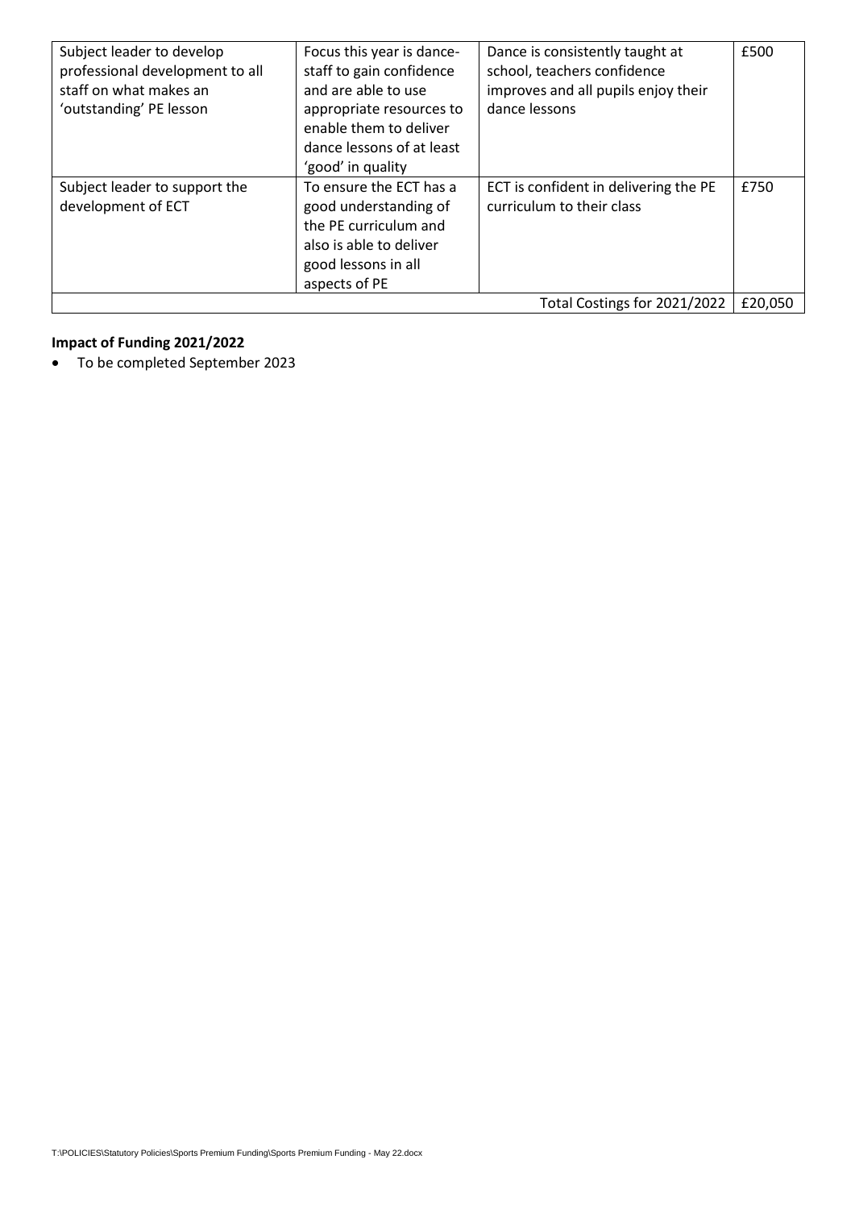| | | | |
|---|---|---|---|
| Subject leader to develop professional development to all staff on what makes an 'outstanding' PE lesson | Focus this year is dance- staff to gain confidence and are able to use appropriate resources to enable them to deliver dance lessons of at least 'good' in quality | Dance is consistently taught at school, teachers confidence improves and all pupils enjoy their dance lessons | £500 |
| Subject leader to support the development of ECT | To ensure the ECT has a good understanding of the PE curriculum and also is able to deliver good lessons in all aspects of PE | ECT is confident in delivering the PE curriculum to their class | £750 |
| | | Total Costings for 2021/2022 | £20,050 |

**Impact of Funding 2021/2022**

- To be completed September 2023

T:\POLICIES\Statutory Policies\Sports Premium Funding\Sports Premium Funding - May 22.docx